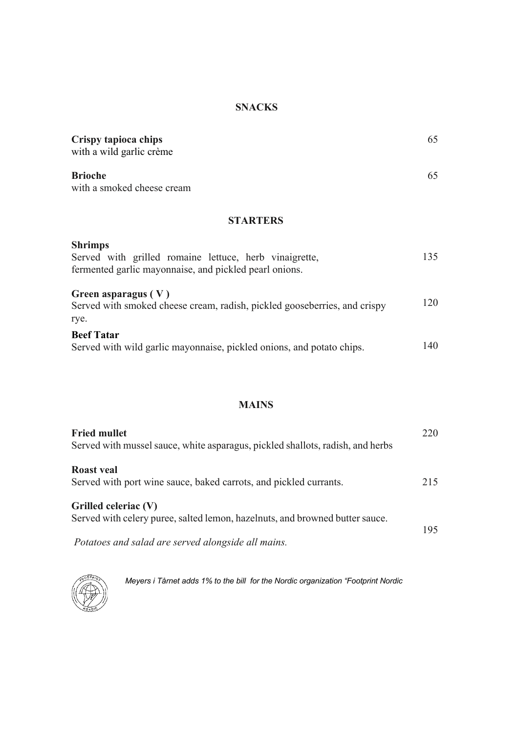## SNACKS

**Crispy tapioca chips** 65
with a wild garlic crème

**Brioche** 65
with a smoked cheese cream

## STARTERS

**Shrimps**
Served with grilled romaine lettuce, herb vinaigrette, fermented garlic mayonnaise, and pickled pearl onions. 135

**Green asparagus ( V )**
Served with smoked cheese cream, radish, pickled gooseberries, and crispy rye. 120

**Beef Tatar**
Served with wild garlic mayonnaise, pickled onions, and potato chips. 140

## MAINS

**Fried mullet** 220
Served with mussel sauce, white asparagus, pickled shallots, radish, and herbs

**Roast veal**
Served with port wine sauce, baked carrots, and pickled currants. 215

**Grilled celeriac (V)**
Served with celery puree, salted lemon, hazelnuts, and browned butter sauce. 195

*Potatoes and salad are served alongside all mains.*

*Meyers i Tårnet adds 1% to the bill for the Nordic organization "Footprint Nordic*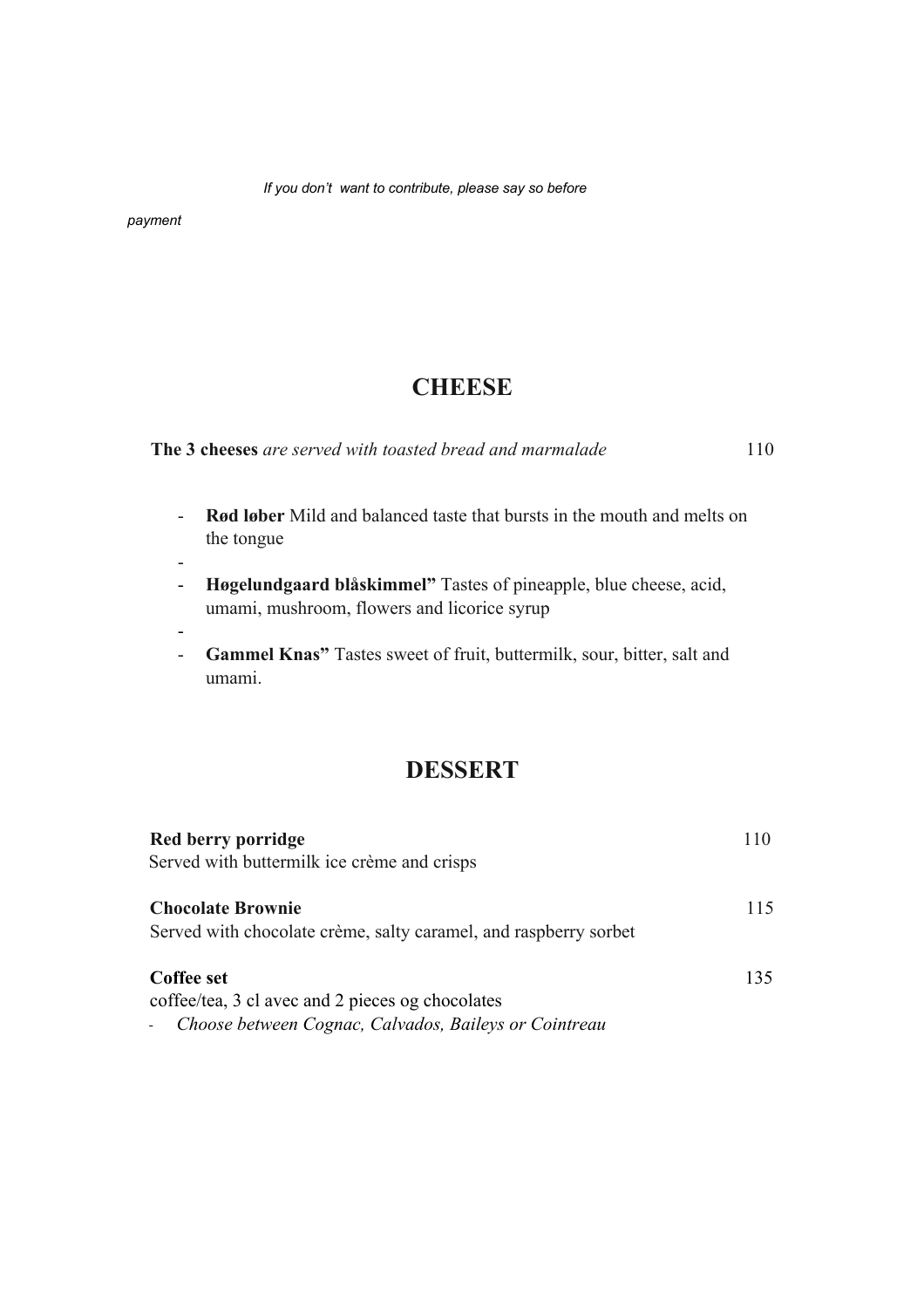*If you don't  want to contribute, please say so before payment*

## CHEESE

**The 3 cheeses** *are served with toasted bread and marmalade* 110

- **Rød løber** Mild and balanced taste that bursts in the mouth and melts on the tongue
-
- **Høgelundgaard blåskimmel"** Tastes of pineapple, blue cheese, acid, umami, mushroom, flowers and licorice syrup
-
- **Gammel Knas"** Tastes sweet of fruit, buttermilk, sour, bitter, salt and umami.

## DESSERT

**Red berry porridge** 110
Served with buttermilk ice crème and crisps

**Chocolate Brownie** 115
Served with chocolate crème, salty caramel, and raspberry sorbet

**Coffee set** 135
coffee/tea, 3 cl avec and 2 pieces og chocolates
- *Choose between Cognac, Calvados, Baileys or Cointreau*